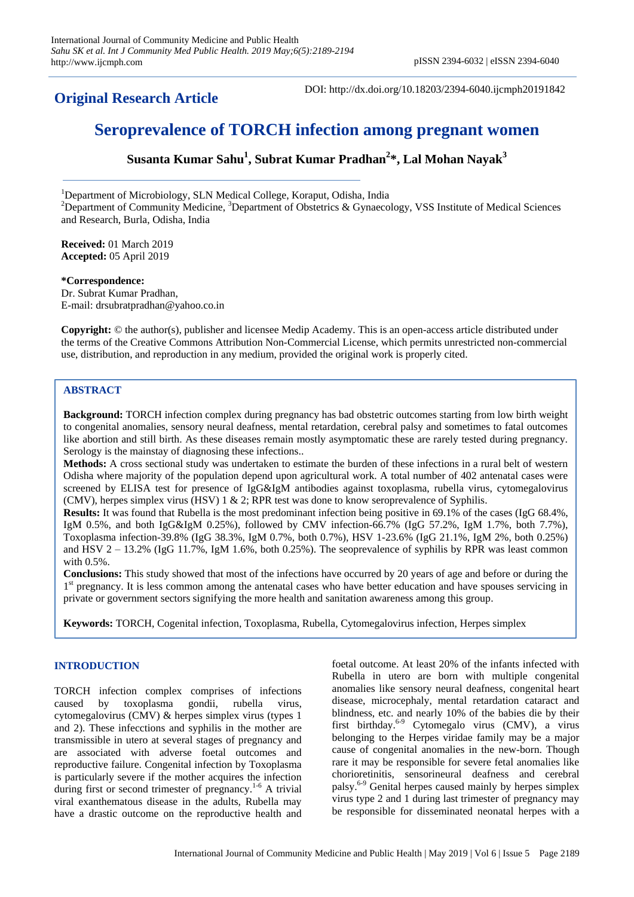**Original Research Article**

DOI: http://dx.doi.org/10.18203/2394-6040.ijcmph20191842

# Seroprevalence of TORCH infection among pregnant women

**Susanta Kumar Sahu[1], Subrat Kumar Pradhan[2]*, Lal Mohan Nayak[3]**

[1]Department of Microbiology, SLN Medical College, Koraput, Odisha, India
[2]Department of Community Medicine, [3]Department of Obstetrics & Gynaecology, VSS Institute of Medical Sciences and Research, Burla, Odisha, India

**Received:** 01 March 2019
**Accepted:** 05 April 2019

***Correspondence:**
Dr. Subrat Kumar Pradhan,
E-mail: drsubratpradhan@yahoo.co.in

**Copyright:** © the author(s), publisher and licensee Medip Academy. This is an open-access article distributed under the terms of the Creative Commons Attribution Non-Commercial License, which permits unrestricted non-commercial use, distribution, and reproduction in any medium, provided the original work is properly cited.

## ABSTRACT

**Background:** TORCH infection complex during pregnancy has bad obstetric outcomes starting from low birth weight to congenital anomalies, sensory neural deafness, mental retardation, cerebral palsy and sometimes to fatal outcomes like abortion and still birth. As these diseases remain mostly asymptomatic these are rarely tested during pregnancy. Serology is the mainstay of diagnosing these infections..

**Methods:** A cross sectional study was undertaken to estimate the burden of these infections in a rural belt of western Odisha where majority of the population depend upon agricultural work. A total number of 402 antenatal cases were screened by ELISA test for presence of IgG&IgM antibodies against toxoplasma, rubella virus, cytomegalovirus (CMV), herpes simplex virus (HSV) 1 & 2; RPR test was done to know seroprevalence of Syphilis.

**Results:** It was found that Rubella is the most predominant infection being positive in 69.1% of the cases (IgG 68.4%, IgM 0.5%, and both IgG&IgM 0.25%), followed by CMV infection-66.7% (IgG 57.2%, IgM 1.7%, both 7.7%), Toxoplasma infection-39.8% (IgG 38.3%, IgM 0.7%, both 0.7%), HSV 1-23.6% (IgG 21.1%, IgM 2%, both 0.25%) and HSV 2 – 13.2% (IgG 11.7%, IgM 1.6%, both 0.25%). The seoprevalence of syphilis by RPR was least common with 0.5%.

**Conclusions:** This study showed that most of the infections have occurred by 20 years of age and before or during the 1st pregnancy. It is less common among the antenatal cases who have better education and have spouses servicing in private or government sectors signifying the more health and sanitation awareness among this group.

**Keywords:** TORCH, Cogenital infection, Toxoplasma, Rubella, Cytomegalovirus infection, Herpes simplex

## INTRODUCTION

TORCH infection complex comprises of infections caused by toxoplasma gondii, rubella virus, cytomegalovirus (CMV) & herpes simplex virus (types 1 and 2). These infecctions and syphilis in the mother are transmissible in utero at several stages of pregnancy and are associated with adverse foetal outcomes and reproductive failure. Congenital infection by Toxoplasma is particularly severe if the mother acquires the infection during first or second trimester of pregnancy.[1-6] A trivial viral exanthematous disease in the adults, Rubella may have a drastic outcome on the reproductive health and foetal outcome. At least 20% of the infants infected with Rubella in utero are born with multiple congenital anomalies like sensory neural deafness, congenital heart disease, microcephaly, mental retardation cataract and blindness, etc. and nearly 10% of the babies die by their first birthday.[6-9] Cytomegalo virus (CMV), a virus belonging to the Herpes viridae family may be a major cause of congenital anomalies in the new-born. Though rare it may be responsible for severe fetal anomalies like chorioretinitis, sensorineural deafness and cerebral palsy.[6-9] Genital herpes caused mainly by herpes simplex virus type 2 and 1 during last trimester of pregnancy may be responsible for disseminated neonatal herpes with a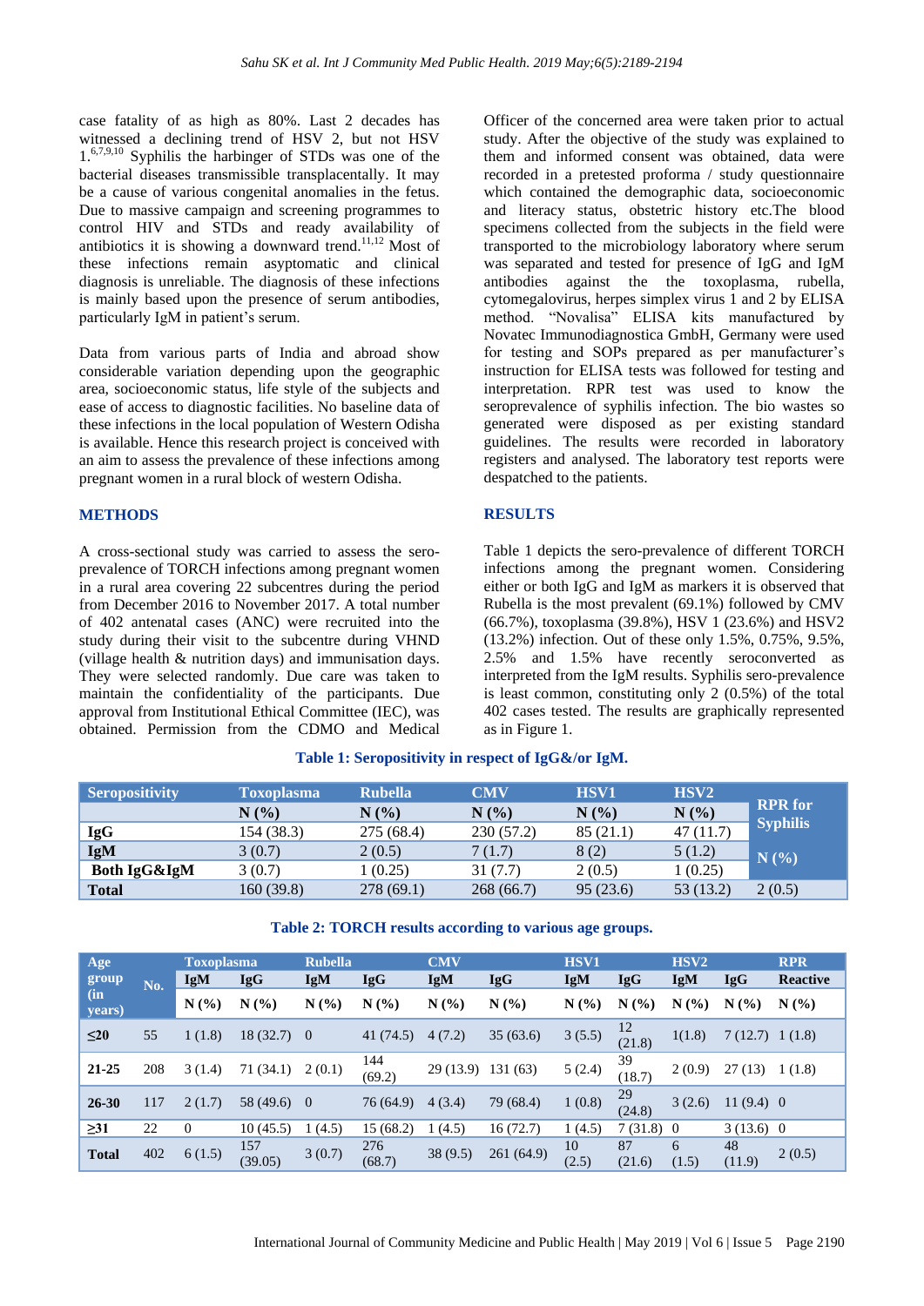case fatality of as high as 80%. Last 2 decades has witnessed a declining trend of HSV 2, but not HSV 1.[6,7,9,10] Syphilis the harbinger of STDs was one of the bacterial diseases transmissible transplacentally. It may be a cause of various congenital anomalies in the fetus. Due to massive campaign and screening programmes to control HIV and STDs and ready availability of antibiotics it is showing a downward trend.[11,12] Most of these infections remain asyptomatic and clinical diagnosis is unreliable. The diagnosis of these infections is mainly based upon the presence of serum antibodies, particularly IgM in patient's serum.

Data from various parts of India and abroad show considerable variation depending upon the geographic area, socioeconomic status, life style of the subjects and ease of access to diagnostic facilities. No baseline data of these infections in the local population of Western Odisha is available. Hence this research project is conceived with an aim to assess the prevalence of these infections among pregnant women in a rural block of western Odisha.

## METHODS

A cross-sectional study was carried to assess the sero-prevalence of TORCH infections among pregnant women in a rural area covering 22 subcentres during the period from December 2016 to November 2017. A total number of 402 antenatal cases (ANC) were recruited into the study during their visit to the subcentre during VHND (village health & nutrition days) and immunisation days. They were selected randomly. Due care was taken to maintain the confidentiality of the participants. Due approval from Institutional Ethical Committee (IEC), was obtained. Permission from the CDMO and Medical Officer of the concerned area were taken prior to actual study. After the objective of the study was explained to them and informed consent was obtained, data were recorded in a pretested proforma / study questionnaire which contained the demographic data, socioeconomic and literacy status, obstetric history etc.The blood specimens collected from the subjects in the field were transported to the microbiology laboratory where serum was separated and tested for presence of IgG and IgM antibodies against the the toxoplasma, rubella, cytomegalovirus, herpes simplex virus 1 and 2 by ELISA method. "Novalisa" ELISA kits manufactured by Novatec Immunodiagnostica GmbH, Germany were used for testing and SOPs prepared as per manufacturer's instruction for ELISA tests was followed for testing and interpretation. RPR test was used to know the seroprevalence of syphilis infection. The bio wastes so generated were disposed as per existing standard guidelines. The results were recorded in laboratory registers and analysed. The laboratory test reports were despatched to the patients.

## RESULTS

Table 1 depicts the sero-prevalence of different TORCH infections among the pregnant women. Considering either or both IgG and IgM as markers it is observed that Rubella is the most prevalent (69.1%) followed by CMV (66.7%), toxoplasma (39.8%), HSV 1 (23.6%) and HSV2 (13.2%) infection. Out of these only 1.5%, 0.75%, 9.5%, 2.5% and 1.5% have recently seroconverted as interpreted from the IgM results. Syphilis sero-prevalence is least common, constituting only 2 (0.5%) of the total 402 cases tested. The results are graphically represented as in Figure 1.

**Table 1: Seropositivity in respect of IgG&/or IgM.**

| Seropositivity | Toxoplasma | Rubella | CMV | HSV1 | HSV2 | RPR for Syphilis |
|---|---|---|---|---|---|---|
| | N (%) | N (%) | N (%) | N (%) | N (%) | |
| IgG | 154 (38.3) | 275 (68.4) | 230 (57.2) | 85 (21.1) | 47 (11.7) | |
| IgM | 3 (0.7) | 2 (0.5) | 7 (1.7) | 8 (2) | 5 (1.2) | N (%) |
| Both IgG&IgM | 3 (0.7) | 1 (0.25) | 31 (7.7) | 2 (0.5) | 1 (0.25) | |
| Total | 160 (39.8) | 278 (69.1) | 268 (66.7) | 95 (23.6) | 53 (13.2) | 2 (0.5) |

**Table 2: TORCH results according to various age groups.**

| Age group (in years) | No. | Toxoplasma | | Rubella | | CMV | | HSV1 | | HSV2 | | RPR |
|---|---|---|---|---|---|---|---|---|---|---|---|---|
| | | IgM | IgG | IgM | IgG | IgM | IgG | IgM | IgG | IgM | IgG | Reactive |
| | | N (%) | N (%) | N (%) | N (%) | N (%) | N (%) | N (%) | N (%) | N (%) | N (%) | N (%) |
| ≤20 | 55 | 1 (1.8) | 18 (32.7) | 0 | 41 (74.5) | 4 (7.2) | 35 (63.6) | 3 (5.5) | 12 (21.8) | 1(1.8) | 7 (12.7) | 1 (1.8) |
| 21-25 | 208 | 3 (1.4) | 71 (34.1) | 2 (0.1) | 144 (69.2) | 29 (13.9) | 131 (63) | 5 (2.4) | 39 (18.7) | 2 (0.9) | 27 (13) | 1 (1.8) |
| 26-30 | 117 | 2 (1.7) | 58 (49.6) | 0 | 76 (64.9) | 4 (3.4) | 79 (68.4) | 1 (0.8) | 29 (24.8) | 3 (2.6) | 11 (9.4) | 0 |
| ≥31 | 22 | 0 | 10 (45.5) | 1 (4.5) | 15 (68.2) | 1 (4.5) | 16 (72.7) | 1 (4.5) | 7 (31.8) | 0 | 3 (13.6) | 0 |
| Total | 402 | 6 (1.5) | 157 (39.05) | 3 (0.7) | 276 (68.7) | 38 (9.5) | 261 (64.9) | 10 (2.5) | 87 (21.6) | 6 (1.5) | 48 (11.9) | 2 (0.5) |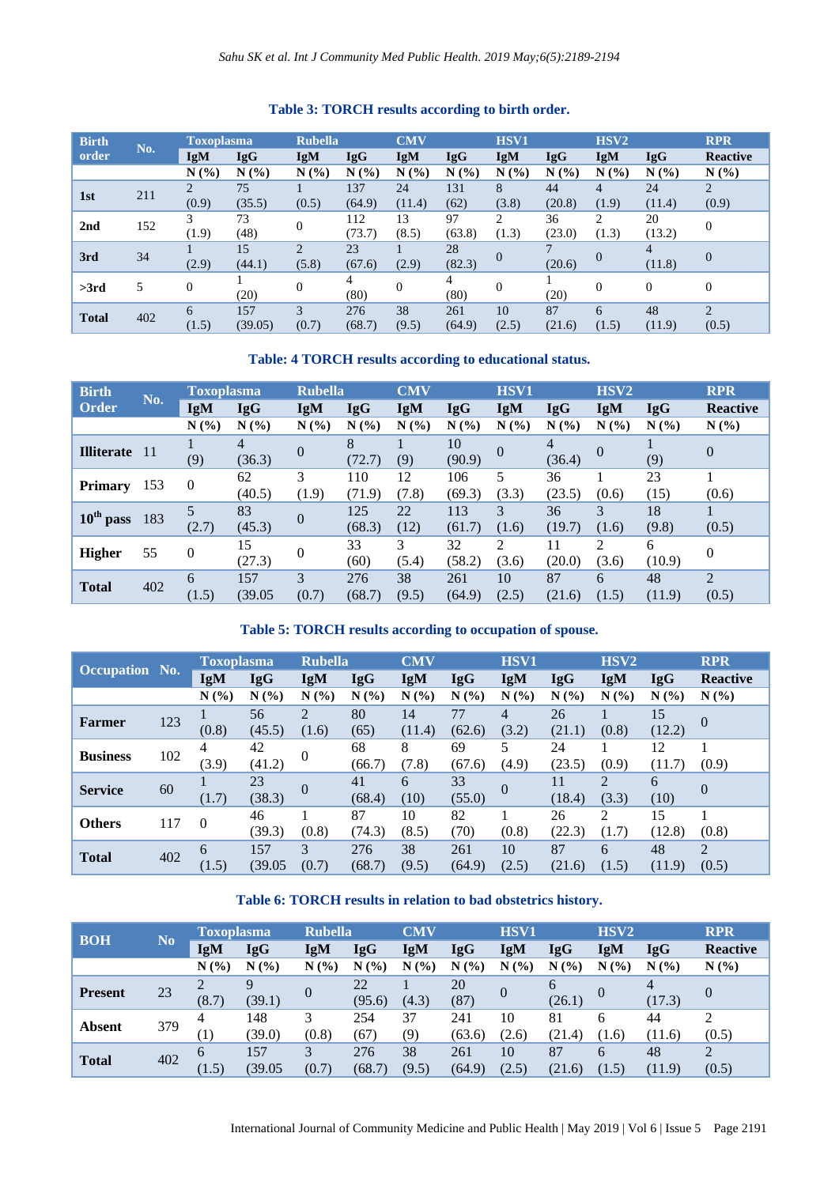**Table 3: TORCH results according to birth order.**

| Birth order | No. | Toxoplasma | | Rubella | | CMV | | HSV1 | | HSV2 | | RPR |
|---|---|---|---|---|---|---|---|---|---|---|---|---|
| | | IgM | IgG | IgM | IgG | IgM | IgG | IgM | IgG | IgM | IgG | Reactive |
| | | N (%) | N (%) | N (%) | N (%) | N (%) | N (%) | N (%) | N (%) | N (%) | N (%) | N (%) |
| **1st** | 211 | 2 (0.9) | 75 (35.5) | 1 (0.5) | 137 (64.9) | 24 (11.4) | 131 (62) | 8 (3.8) | 44 (20.8) | 4 (1.9) | 24 (11.4) | 2 (0.9) |
| **2nd** | 152 | 3 (1.9) | 73 (48) | 0 | 112 (73.7) | 13 (8.5) | 97 (63.8) | 2 (1.3) | 36 (23.0) | 2 (1.3) | 20 (13.2) | 0 |
| **3rd** | 34 | 1 (2.9) | 15 (44.1) | 2 (5.8) | 23 (67.6) | 1 (2.9) | 28 (82.3) | 0 | 7 (20.6) | 0 | 4 (11.8) | 0 |
| **>3rd** | 5 | 0 | 1 (20) | 0 | 4 (80) | 0 | 4 (80) | 0 | 1 (20) | 0 | 0 | 0 |
| **Total** | 402 | 6 (1.5) | 157 (39.05) | 3 (0.7) | 276 (68.7) | 38 (9.5) | 261 (64.9) | 10 (2.5) | 87 (21.6) | 6 (1.5) | 48 (11.9) | 2 (0.5) |

**Table: 4 TORCH results according to educational status.**

| Birth Order | No. | Toxoplasma | | Rubella | | CMV | | HSV1 | | HSV2 | | RPR |
|---|---|---|---|---|---|---|---|---|---|---|---|---|
| | | IgM | IgG | IgM | IgG | IgM | IgG | IgM | IgG | IgM | IgG | Reactive |
| | | N (%) | N (%) | N (%) | N (%) | N (%) | N (%) | N (%) | N (%) | N (%) | N (%) | N (%) |
| **Illiterate** | 11 | 1 (9) | 4 (36.3) | 0 | 8 (72.7) | 1 (9) | 10 (90.9) | 0 | 4 (36.4) | 0 | 1 (9) | 0 |
| **Primary** | 153 | 0 | 62 (40.5) | 3 (1.9) | 110 (71.9) | 12 (7.8) | 106 (69.3) | 5 (3.3) | 36 (23.5) | 1 (0.6) | 23 (15) | 1 (0.6) |
| **10th pass** | 183 | 5 (2.7) | 83 (45.3) | 0 | 125 (68.3) | 22 (12) | 113 (61.7) | 3 (1.6) | 36 (19.7) | 3 (1.6) | 18 (9.8) | 1 (0.5) |
| **Higher** | 55 | 0 | 15 (27.3) | 0 | 33 (60) | 3 (5.4) | 32 (58.2) | 2 (3.6) | 11 (20.0) | 2 (3.6) | 6 (10.9) | 0 |
| **Total** | 402 | 6 (1.5) | 157 (39.05 | 3 (0.7) | 276 (68.7) | 38 (9.5) | 261 (64.9) | 10 (2.5) | 87 (21.6) | 6 (1.5) | 48 (11.9) | 2 (0.5) |

**Table 5: TORCH results according to occupation of spouse.**

| Occupation | No. | Toxoplasma | | Rubella | | CMV | | HSV1 | | HSV2 | | RPR |
|---|---|---|---|---|---|---|---|---|---|---|---|---|
| | | IgM | IgG | IgM | IgG | IgM | IgG | IgM | IgG | IgM | IgG | Reactive |
| | | N (%) | N (%) | N (%) | N (%) | N (%) | N (%) | N (%) | N (%) | N (%) | N (%) | N (%) |
| **Farmer** | 123 | 1 (0.8) | 56 (45.5) | 2 (1.6) | 80 (65) | 14 (11.4) | 77 (62.6) | 4 (3.2) | 26 (21.1) | 1 (0.8) | 15 (12.2) | 0 |
| **Business** | 102 | 4 (3.9) | 42 (41.2) | 0 | 68 (66.7) | 8 (7.8) | 69 (67.6) | 5 (4.9) | 24 (23.5) | 1 (0.9) | 12 (11.7) | 1 (0.9) |
| **Service** | 60 | 1 (1.7) | 23 (38.3) | 0 | 41 (68.4) | 6 (10) | 33 (55.0) | 0 | 11 (18.4) | 2 (3.3) | 6 (10) | 0 |
| **Others** | 117 | 0 | 46 (39.3) | 1 (0.8) | 87 (74.3) | 10 (8.5) | 82 (70) | 1 (0.8) | 26 (22.3) | 2 (1.7) | 15 (12.8) | 1 (0.8) |
| **Total** | 402 | 6 (1.5) | 157 (39.05 | 3 (0.7) | 276 (68.7) | 38 (9.5) | 261 (64.9) | 10 (2.5) | 87 (21.6) | 6 (1.5) | 48 (11.9) | 2 (0.5) |

**Table 6: TORCH results in relation to bad obstetrics history.**

| BOH | No | Toxoplasma | | Rubella | | CMV | | HSV1 | | HSV2 | | RPR |
|---|---|---|---|---|---|---|---|---|---|---|---|---|
| | | IgM | IgG | IgM | IgG | IgM | IgG | IgM | IgG | IgM | IgG | Reactive |
| | | N (%) | N (%) | N (%) | N (%) | N (%) | N (%) | N (%) | N (%) | N (%) | N (%) | N (%) |
| **Present** | 23 | 2 (8.7) | 9 (39.1) | 0 | 22 (95.6) | 1 (4.3) | 20 (87) | 0 | 6 (26.1) | 0 | 4 (17.3) | 0 |
| **Absent** | 379 | 4 (1) | 148 (39.0) | 3 (0.8) | 254 (67) | 37 (9) | 241 (63.6) | 10 (2.6) | 81 (21.4) | 6 (1.6) | 44 (11.6) | 2 (0.5) |
| **Total** | 402 | 6 (1.5) | 157 (39.05 | 3 (0.7) | 276 (68.7) | 38 (9.5) | 261 (64.9) | 10 (2.5) | 87 (21.6) | 6 (1.5) | 48 (11.9) | 2 (0.5) |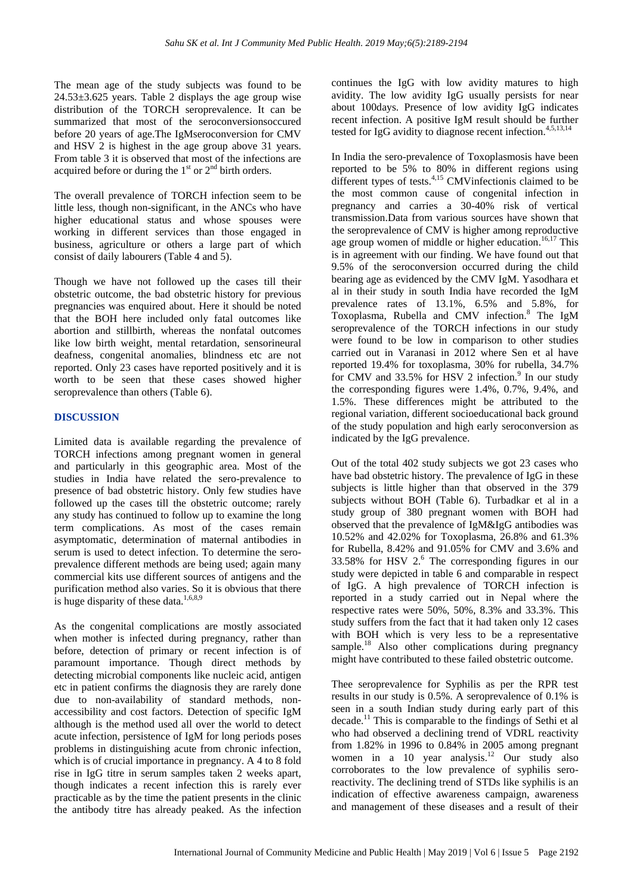The mean age of the study subjects was found to be 24.53±3.625 years. Table 2 displays the age group wise distribution of the TORCH seroprevalence. It can be summarized that most of the seroconversionsoccured before 20 years of age.The IgMseroconversion for CMV and HSV 2 is highest in the age group above 31 years. From table 3 it is observed that most of the infections are acquired before or during the 1st or 2nd birth orders.

The overall prevalence of TORCH infection seem to be little less, though non-significant, in the ANCs who have higher educational status and whose spouses were working in different services than those engaged in business, agriculture or others a large part of which consist of daily labourers (Table 4 and 5).

Though we have not followed up the cases till their obstetric outcome, the bad obstetric history for previous pregnancies was enquired about. Here it should be noted that the BOH here included only fatal outcomes like abortion and stillbirth, whereas the nonfatal outcomes like low birth weight, mental retardation, sensorineural deafness, congenital anomalies, blindness etc are not reported. Only 23 cases have reported positively and it is worth to be seen that these cases showed higher seroprevalence than others (Table 6).

## DISCUSSION

Limited data is available regarding the prevalence of TORCH infections among pregnant women in general and particularly in this geographic area. Most of the studies in India have related the sero-prevalence to presence of bad obstetric history. Only few studies have followed up the cases till the obstetric outcome; rarely any study has continued to follow up to examine the long term complications. As most of the cases remain asymptomatic, determination of maternal antibodies in serum is used to detect infection. To determine the sero-prevalence different methods are being used; again many commercial kits use different sources of antigens and the purification method also varies. So it is obvious that there is huge disparity of these data.[1,6,8,9]

As the congenital complications are mostly associated when mother is infected during pregnancy, rather than before, detection of primary or recent infection is of paramount importance. Though direct methods by detecting microbial components like nucleic acid, antigen etc in patient confirms the diagnosis they are rarely done due to non-availability of standard methods, non-accessibility and cost factors. Detection of specific IgM although is the method used all over the world to detect acute infection, persistence of IgM for long periods poses problems in distinguishing acute from chronic infection, which is of crucial importance in pregnancy. A 4 to 8 fold rise in IgG titre in serum samples taken 2 weeks apart, though indicates a recent infection this is rarely ever practicable as by the time the patient presents in the clinic the antibody titre has already peaked. As the infection continues the IgG with low avidity matures to high avidity. The low avidity IgG usually persists for near about 100days. Presence of low avidity IgG indicates recent infection. A positive IgM result should be further tested for IgG avidity to diagnose recent infection.[4,5,13,14]

In India the sero-prevalence of Toxoplasmosis have been reported to be 5% to 80% in different regions using different types of tests.[4,15] CMVinfectionis claimed to be the most common cause of congenital infection in pregnancy and carries a 30-40% risk of vertical transmission.Data from various sources have shown that the seroprevalence of CMV is higher among reproductive age group women of middle or higher education.[16,17] This is in agreement with our finding. We have found out that 9.5% of the seroconversion occurred during the child bearing age as evidenced by the CMV IgM. Yasodhara et al in their study in south India have recorded the IgM prevalence rates of 13.1%, 6.5% and 5.8%, for Toxoplasma, Rubella and CMV infection.[8] The IgM seroprevalence of the TORCH infections in our study were found to be low in comparison to other studies carried out in Varanasi in 2012 where Sen et al have reported 19.4% for toxoplasma, 30% for rubella, 34.7% for CMV and 33.5% for HSV 2 infection.[9] In our study the corresponding figures were 1.4%, 0.7%, 9.4%, and 1.5%. These differences might be attributed to the regional variation, different socioeducational back ground of the study population and high early seroconversion as indicated by the IgG prevalence.

Out of the total 402 study subjects we got 23 cases who have bad obstetric history. The prevalence of IgG in these subjects is little higher than that observed in the 379 subjects without BOH (Table 6). Turbadkar et al in a study group of 380 pregnant women with BOH had observed that the prevalence of IgM&IgG antibodies was 10.52% and 42.02% for Toxoplasma, 26.8% and 61.3% for Rubella, 8.42% and 91.05% for CMV and 3.6% and 33.58% for HSV 2.[6] The corresponding figures in our study were depicted in table 6 and comparable in respect of IgG. A high prevalence of TORCH infection is reported in a study carried out in Nepal where the respective rates were 50%, 50%, 8.3% and 33.3%. This study suffers from the fact that it had taken only 12 cases with BOH which is very less to be a representative sample.[18] Also other complications during pregnancy might have contributed to these failed obstetric outcome.

Thee seroprevalence for Syphilis as per the RPR test results in our study is 0.5%. A seroprevalence of 0.1% is seen in a south Indian study during early part of this decade.[11] This is comparable to the findings of Sethi et al who had observed a declining trend of VDRL reactivity from 1.82% in 1996 to 0.84% in 2005 among pregnant women in a 10 year analysis.[12] Our study also corroborates to the low prevalence of syphilis sero-reactivity. The declining trend of STDs like syphilis is an indication of effective awareness campaign, awareness and management of these diseases and a result of their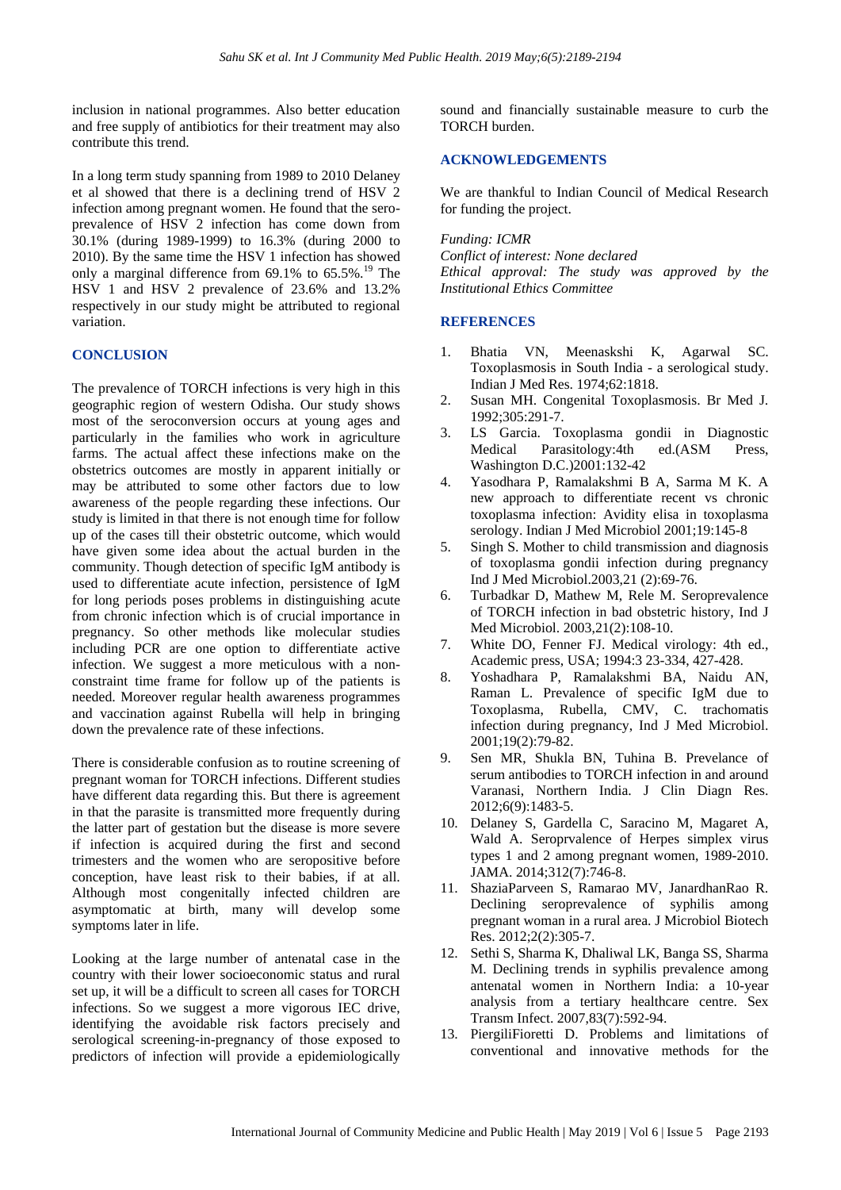inclusion in national programmes. Also better education and free supply of antibiotics for their treatment may also contribute this trend.

In a long term study spanning from 1989 to 2010 Delaney et al showed that there is a declining trend of HSV 2 infection among pregnant women. He found that the sero-prevalence of HSV 2 infection has come down from 30.1% (during 1989-1999) to 16.3% (during 2000 to 2010). By the same time the HSV 1 infection has showed only a marginal difference from 69.1% to 65.5%.[19] The HSV 1 and HSV 2 prevalence of 23.6% and 13.2% respectively in our study might be attributed to regional variation.

## CONCLUSION

The prevalence of TORCH infections is very high in this geographic region of western Odisha. Our study shows most of the seroconversion occurs at young ages and particularly in the families who work in agriculture farms. The actual affect these infections make on the obstetrics outcomes are mostly in apparent initially or may be attributed to some other factors due to low awareness of the people regarding these infections. Our study is limited in that there is not enough time for follow up of the cases till their obstetric outcome, which would have given some idea about the actual burden in the community. Though detection of specific IgM antibody is used to differentiate acute infection, persistence of IgM for long periods poses problems in distinguishing acute from chronic infection which is of crucial importance in pregnancy. So other methods like molecular studies including PCR are one option to differentiate active infection. We suggest a more meticulous with a non-constraint time frame for follow up of the patients is needed. Moreover regular health awareness programmes and vaccination against Rubella will help in bringing down the prevalence rate of these infections.

There is considerable confusion as to routine screening of pregnant woman for TORCH infections. Different studies have different data regarding this. But there is agreement in that the parasite is transmitted more frequently during the latter part of gestation but the disease is more severe if infection is acquired during the first and second trimesters and the women who are seropositive before conception, have least risk to their babies, if at all. Although most congenitally infected children are asymptomatic at birth, many will develop some symptoms later in life.

Looking at the large number of antenatal case in the country with their lower socioeconomic status and rural set up, it will be a difficult to screen all cases for TORCH infections. So we suggest a more vigorous IEC drive, identifying the avoidable risk factors precisely and serological screening-in-pregnancy of those exposed to predictors of infection will provide a epidemiologically sound and financially sustainable measure to curb the TORCH burden.

## ACKNOWLEDGEMENTS

We are thankful to Indian Council of Medical Research for funding the project.

*Funding: ICMR*
*Conflict of interest: None declared*
*Ethical approval: The study was approved by the Institutional Ethics Committee*

## REFERENCES

1. Bhatia VN, Meenaskshi K, Agarwal SC. Toxoplasmosis in South India - a serological study. Indian J Med Res. 1974;62:1818.
2. Susan MH. Congenital Toxoplasmosis. Br Med J. 1992;305:291-7.
3. LS Garcia. Toxoplasma gondii in Diagnostic Medical Parasitology:4th ed.(ASM Press, Washington D.C.)2001:132-42
4. Yasodhara P, Ramalakshmi B A, Sarma M K. A new approach to differentiate recent vs chronic toxoplasma infection: Avidity elisa in toxoplasma serology. Indian J Med Microbiol 2001;19:145-8
5. Singh S. Mother to child transmission and diagnosis of toxoplasma gondii infection during pregnancy Ind J Med Microbiol.2003,21 (2):69-76.
6. Turbadkar D, Mathew M, Rele M. Seroprevalence of TORCH infection in bad obstetric history, Ind J Med Microbiol. 2003,21(2):108-10.
7. White DO, Fenner FJ. Medical virology: 4th ed., Academic press, USA; 1994:3 23-334, 427-428.
8. Yoshadhara P, Ramalakshmi BA, Naidu AN, Raman L. Prevalence of specific IgM due to Toxoplasma, Rubella, CMV, C. trachomatis infection during pregnancy, Ind J Med Microbiol. 2001;19(2):79-82.
9. Sen MR, Shukla BN, Tuhina B. Prevelance of serum antibodies to TORCH infection in and around Varanasi, Northern India. J Clin Diagn Res. 2012;6(9):1483-5.
10. Delaney S, Gardella C, Saracino M, Magaret A, Wald A. Seroprvalence of Herpes simplex virus types 1 and 2 among pregnant women, 1989-2010. JAMA. 2014;312(7):746-8.
11. ShaziaParveen S, Ramarao MV, JanardhanRao R. Declining seroprevalence of syphilis among pregnant woman in a rural area. J Microbiol Biotech Res. 2012;2(2):305-7.
12. Sethi S, Sharma K, Dhaliwal LK, Banga SS, Sharma M. Declining trends in syphilis prevalence among antenatal women in Northern India: a 10-year analysis from a tertiary healthcare centre. Sex Transm Infect. 2007,83(7):592-94.
13. PiergiliFioretti D. Problems and limitations of conventional and innovative methods for the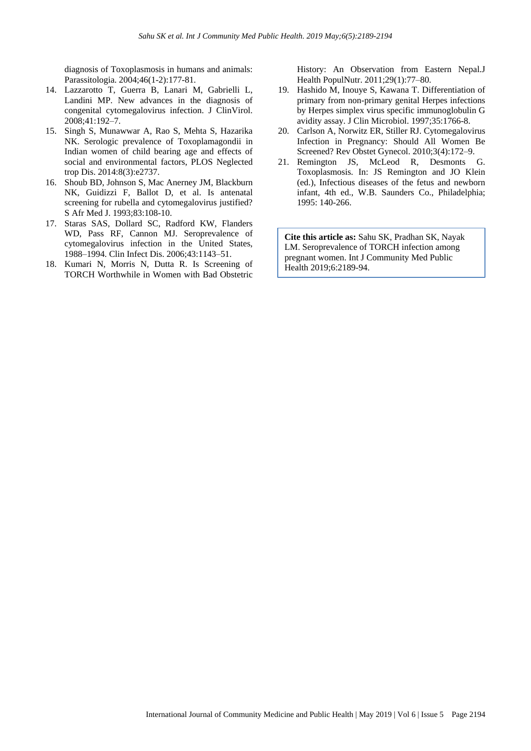diagnosis of Toxoplasmosis in humans and animals: Parassitologia. 2004;46(1-2):177-81.

14. Lazzarotto T, Guerra B, Lanari M, Gabrielli L, Landini MP. New advances in the diagnosis of congenital cytomegalovirus infection. J ClinVirol. 2008;41:192–7.
15. Singh S, Munawwar A, Rao S, Mehta S, Hazarika NK. Serologic prevalence of Toxoplamagondii in Indian women of child bearing age and effects of social and environmental factors, PLOS Neglected trop Dis. 2014:8(3):e2737.
16. Shoub BD, Johnson S, Mac Anerney JM, Blackburn NK, Guidizzi F, Ballot D, et al. Is antenatal screening for rubella and cytomegalovirus justified? S Afr Med J. 1993;83:108-10.
17. Staras SAS, Dollard SC, Radford KW, Flanders WD, Pass RF, Cannon MJ. Seroprevalence of cytomegalovirus infection in the United States, 1988–1994. Clin Infect Dis. 2006;43:1143–51.
18. Kumari N, Morris N, Dutta R. Is Screening of TORCH Worthwhile in Women with Bad Obstetric History: An Observation from Eastern Nepal.J Health PopulNutr. 2011;29(1):77–80.
19. Hashido M, Inouye S, Kawana T. Differentiation of primary from non-primary genital Herpes infections by Herpes simplex virus specific immunoglobulin G avidity assay. J Clin Microbiol. 1997;35:1766-8.
20. Carlson A, Norwitz ER, Stiller RJ. Cytomegalovirus Infection in Pregnancy: Should All Women Be Screened? Rev Obstet Gynecol. 2010;3(4):172–9.
21. Remington JS, McLeod R, Desmonts G. Toxoplasmosis. In: JS Remington and JO Klein (ed.), Infectious diseases of the fetus and newborn infant, 4th ed., W.B. Saunders Co., Philadelphia; 1995: 140-266.

**Cite this article as:** Sahu SK, Pradhan SK, Nayak LM. Seroprevalence of TORCH infection among pregnant women. Int J Community Med Public Health 2019;6:2189-94.